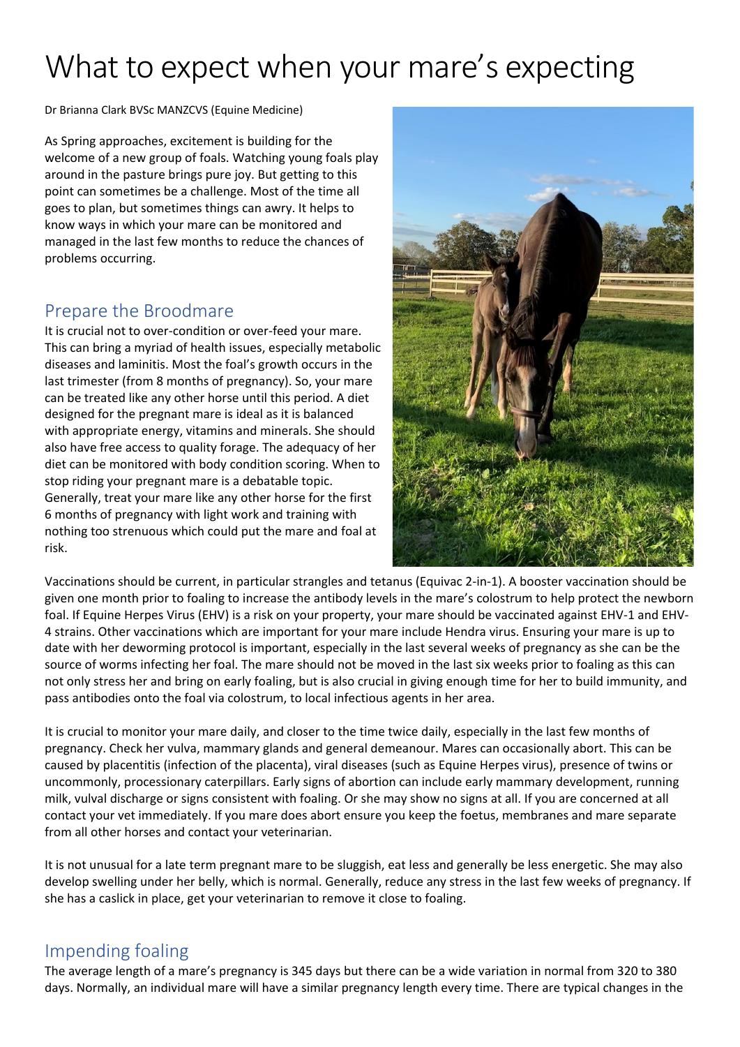# What to expect when your mare's expecting

Dr Brianna Clark BVSc MANZCVS (Equine Medicine)

As Spring approaches, excitement is building for the welcome of a new group of foals. Watching young foals play around in the pasture brings pure joy. But getting to this point can sometimes be a challenge. Most of the time all goes to plan, but sometimes things can awry. It helps to know ways in which your mare can be monitored and managed in the last few months to reduce the chances of problems occurring.

## Prepare the Broodmare

It is crucial not to over-condition or over-feed your mare. This can bring a myriad of health issues, especially metabolic diseases and laminitis. Most the foal's growth occurs in the last trimester (from 8 months of pregnancy). So, your mare can be treated like any other horse until this period. A diet designed for the pregnant mare is ideal as it is balanced with appropriate energy, vitamins and minerals. She should also have free access to quality forage. The adequacy of her diet can be monitored with body condition scoring. When to stop riding your pregnant mare is a debatable topic. Generally, treat your mare like any other horse for the first 6 months of pregnancy with light work and training with nothing too strenuous which could put the mare and foal at risk.

Vaccinations should be current, in particular strangles and tetanus (Equivac 2-in-1). A booster vaccination should be given one month prior to foaling to increase the antibody levels in the mare's colostrum to help protect the newborn foal. If Equine Herpes Virus (EHV) is a risk on your property, your mare should be vaccinated against EHV-1 and EHV-4 strains. Other vaccinations which are important for your mare include Hendra virus. Ensuring your mare is up to date with her deworming protocol is important, especially in the last several weeks of pregnancy as she can be the source of worms infecting her foal. The mare should not be moved in the last six weeks prior to foaling as this can not only stress her and bring on early foaling, but is also crucial in giving enough time for her to build immunity, and pass antibodies onto the foal via colostrum, to local infectious agents in her area.

It is crucial to monitor your mare daily, and closer to the time twice daily, especially in the last few months of pregnancy. Check her vulva, mammary glands and general demeanour. Mares can occasionally abort. This can be caused by placentitis (infection of the placenta), viral diseases (such as Equine Herpes virus), presence of twins or uncommonly, processionary caterpillars. Early signs of abortion can include early mammary development, running milk, vulval discharge or signs consistent with foaling. Or she may show no signs at all. If you are concerned at all contact your vet immediately. If you mare does abort ensure you keep the foetus, membranes and mare separate from all other horses and contact your veterinarian.

It is not unusual for a late term pregnant mare to be sluggish, eat less and generally be less energetic. She may also develop swelling under her belly, which is normal. Generally, reduce any stress in the last few weeks of pregnancy. If she has a caslick in place, get your veterinarian to remove it close to foaling.

## Impending foaling

The average length of a mare's pregnancy is 345 days but there can be a wide variation in normal from 320 to 380 days. Normally, an individual mare will have a similar pregnancy length every time. There are typical changes in the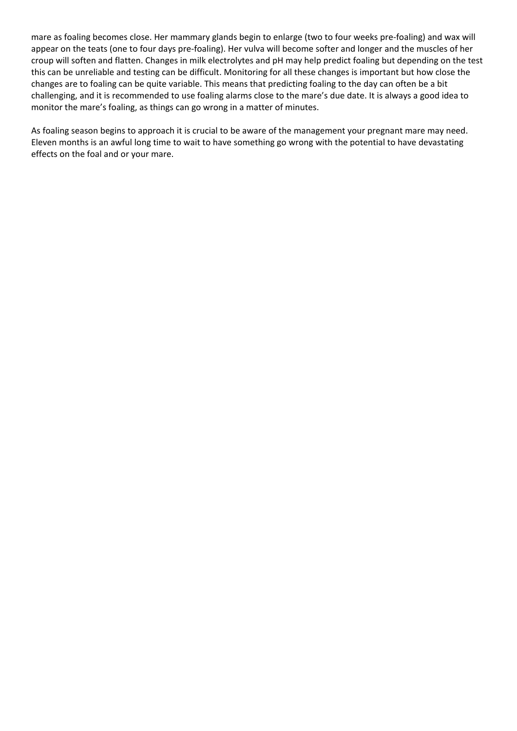mare as foaling becomes close. Her mammary glands begin to enlarge (two to four weeks pre-foaling) and wax will appear on the teats (one to four days pre-foaling). Her vulva will become softer and longer and the muscles of her croup will soften and flatten. Changes in milk electrolytes and pH may help predict foaling but depending on the test this can be unreliable and testing can be difficult. Monitoring for all these changes is important but how close the changes are to foaling can be quite variable. This means that predicting foaling to the day can often be a bit challenging, and it is recommended to use foaling alarms close to the mare's due date. It is always a good idea to monitor the mare's foaling, as things can go wrong in a matter of minutes.

As foaling season begins to approach it is crucial to be aware of the management your pregnant mare may need. Eleven months is an awful long time to wait to have something go wrong with the potential to have devastating effects on the foal and or your mare.